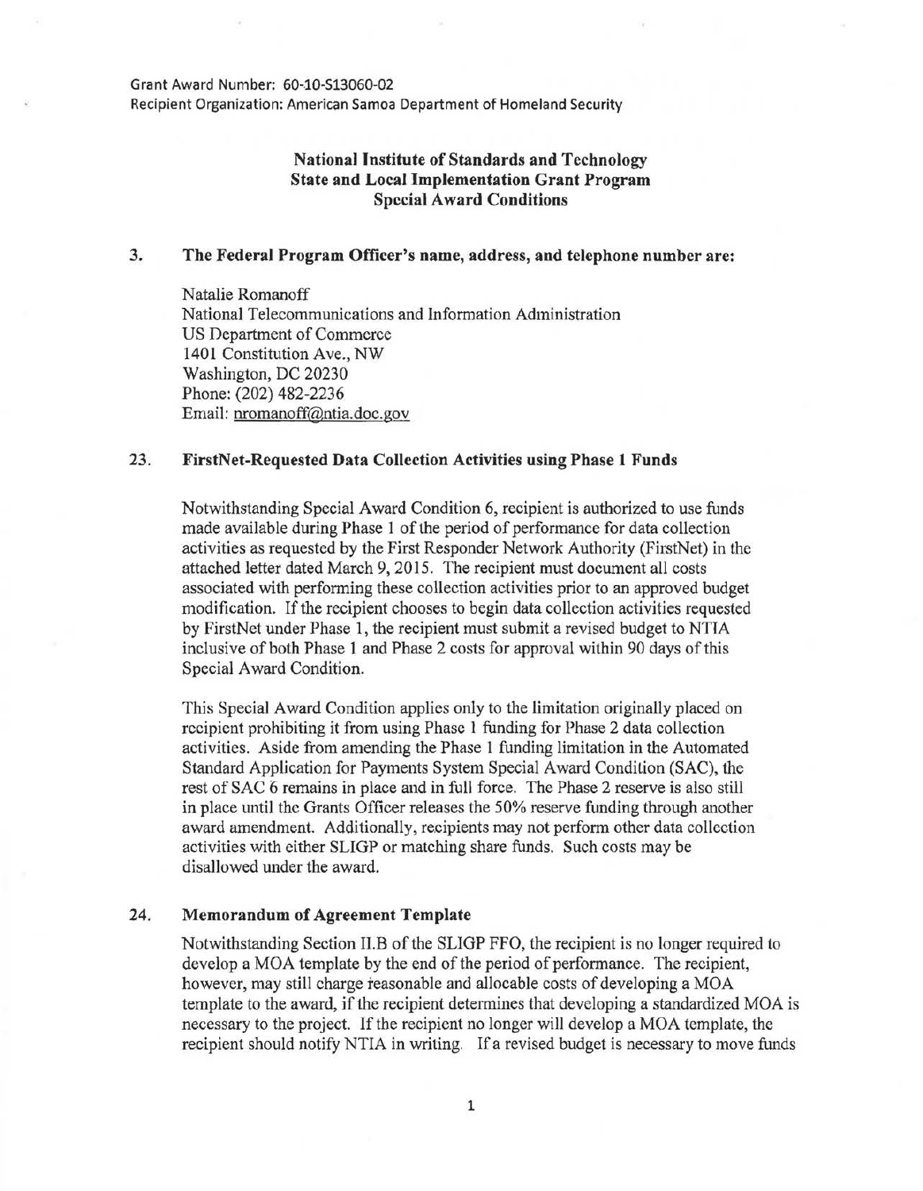Grant Award Number: 60-10-S13060-02
Recipient Organization: American Samoa Department of Homeland Security

**National Institute of Standards and Technology**
**State and Local Implementation Grant Program**
**Special Award Conditions**

**3. The Federal Program Officer's name, address, and telephone number are:**

Natalie Romanoff
National Telecommunications and Information Administration
US Department of Commerce
1401 Constitution Ave., NW
Washington, DC 20230
Phone: (202) 482-2236
Email: nromanoff@ntia.doc.gov

**23. FirstNet-Requested Data Collection Activities using Phase 1 Funds**

Notwithstanding Special Award Condition 6, recipient is authorized to use funds made available during Phase 1 of the period of performance for data collection activities as requested by the First Responder Network Authority (FirstNet) in the attached letter dated March 9, 2015. The recipient must document all costs associated with performing these collection activities prior to an approved budget modification. If the recipient chooses to begin data collection activities requested by FirstNet under Phase 1, the recipient must submit a revised budget to NTIA inclusive of both Phase 1 and Phase 2 costs for approval within 90 days of this Special Award Condition.

This Special Award Condition applies only to the limitation originally placed on recipient prohibiting it from using Phase 1 funding for Phase 2 data collection activities. Aside from amending the Phase 1 funding limitation in the Automated Standard Application for Payments System Special Award Condition (SAC), the rest of SAC 6 remains in place and in full force. The Phase 2 reserve is also still in place until the Grants Officer releases the 50% reserve funding through another award amendment. Additionally, recipients may not perform other data collection activities with either SLIGP or matching share funds. Such costs may be disallowed under the award.

**24. Memorandum of Agreement Template**

Notwithstanding Section II.B of the SLIGP FFO, the recipient is no longer required to develop a MOA template by the end of the period of performance. The recipient, however, may still charge reasonable and allocable costs of developing a MOA template to the award, if the recipient determines that developing a standardized MOA is necessary to the project. If the recipient no longer will develop a MOA template, the recipient should notify NTIA in writing. If a revised budget is necessary to move funds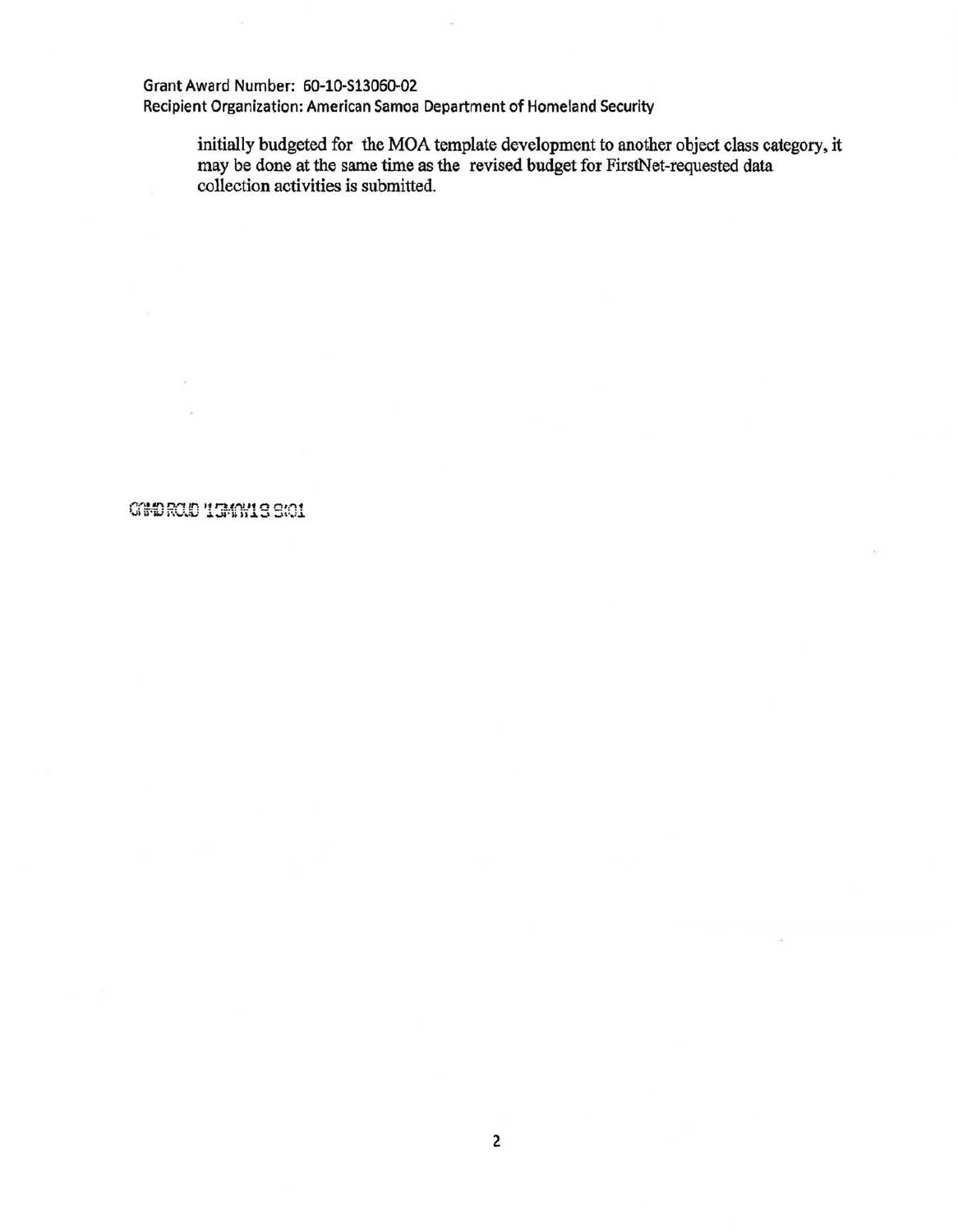Grant Award Number: 60-10-S13060-02
Recipient Organization: American Samoa Department of Homeland Security

initially budgeted for the MOA template development to another object class category, it may be done at the same time as the revised budget for FirstNet-requested data collection activities is submitted.

GMD RCVD 13NOV13 8:01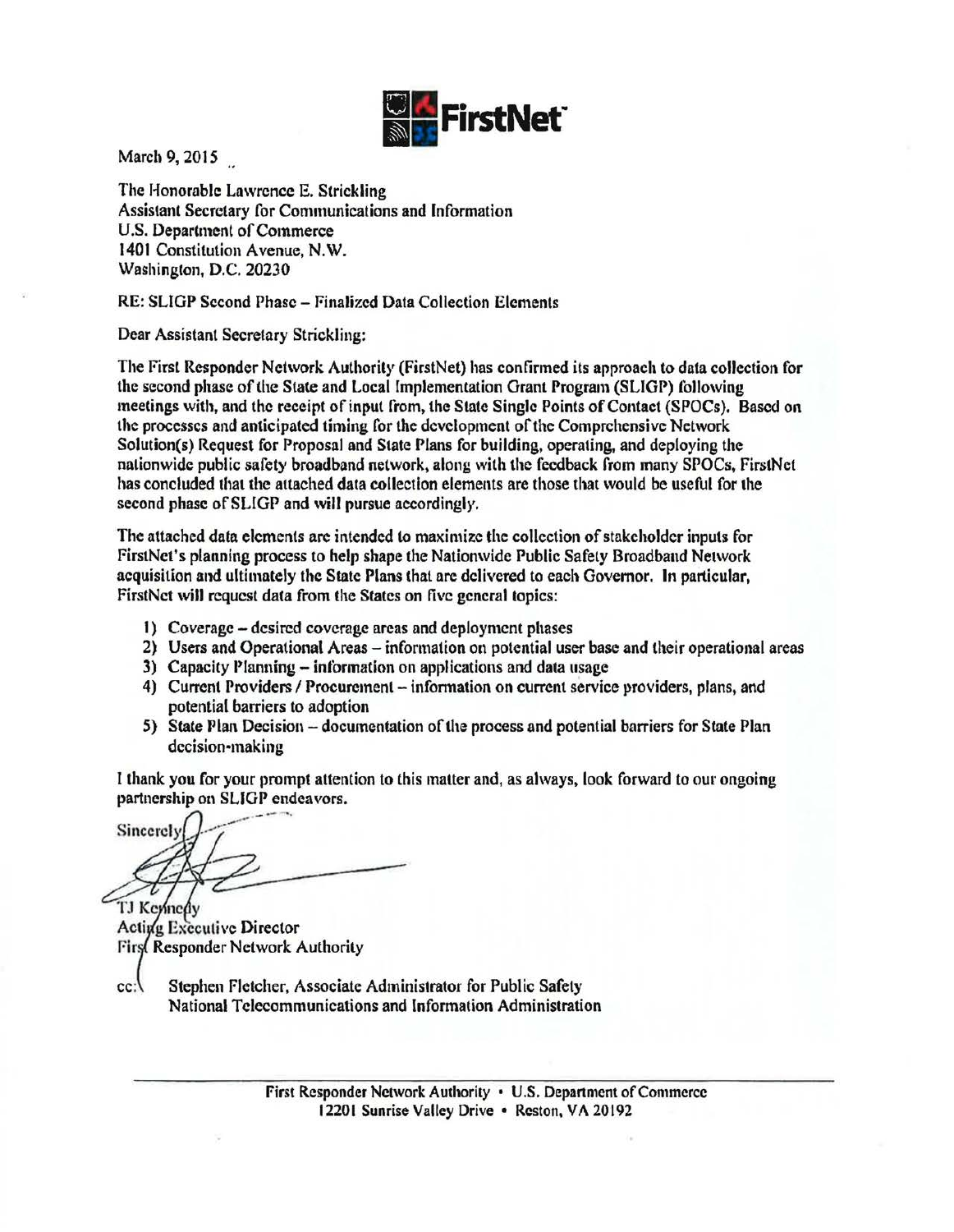FirstNet

March 9, 2015

The Honorable Lawrence E. Strickling
Assistant Secretary for Communications and Information
U.S. Department of Commerce
1401 Constitution Avenue, N.W.
Washington, D.C. 20230

RE: SLIGP Second Phase – Finalized Data Collection Elements

Dear Assistant Secretary Strickling:

The First Responder Network Authority (FirstNet) has confirmed its approach to data collection for the second phase of the State and Local Implementation Grant Program (SLIGP) following meetings with, and the receipt of input from, the State Single Points of Contact (SPOCs). Based on the processes and anticipated timing for the development of the Comprehensive Network Solution(s) Request for Proposal and State Plans for building, operating, and deploying the nationwide public safety broadband network, along with the feedback from many SPOCs, FirstNet has concluded that the attached data collection elements are those that would be useful for the second phase of SLIGP and will pursue accordingly.

The attached data elements are intended to maximize the collection of stakeholder inputs for FirstNet's planning process to help shape the Nationwide Public Safety Broadband Network acquisition and ultimately the State Plans that are delivered to each Governor. In particular, FirstNet will request data from the States on five general topics:

1) Coverage – desired coverage areas and deployment phases
2) Users and Operational Areas – information on potential user base and their operational areas
3) Capacity Planning – information on applications and data usage
4) Current Providers / Procurement – information on current service providers, plans, and potential barriers to adoption
5) State Plan Decision – documentation of the process and potential barriers for State Plan decision-making

I thank you for your prompt attention to this matter and, as always, look forward to our ongoing partnership on SLIGP endeavors.

Sincerely,

TJ Kennedy
Acting Executive Director
First Responder Network Authority

cc: Stephen Fletcher, Associate Administrator for Public Safety
National Telecommunications and Information Administration

First Responder Network Authority • U.S. Department of Commerce
12201 Sunrise Valley Drive • Reston, VA 20192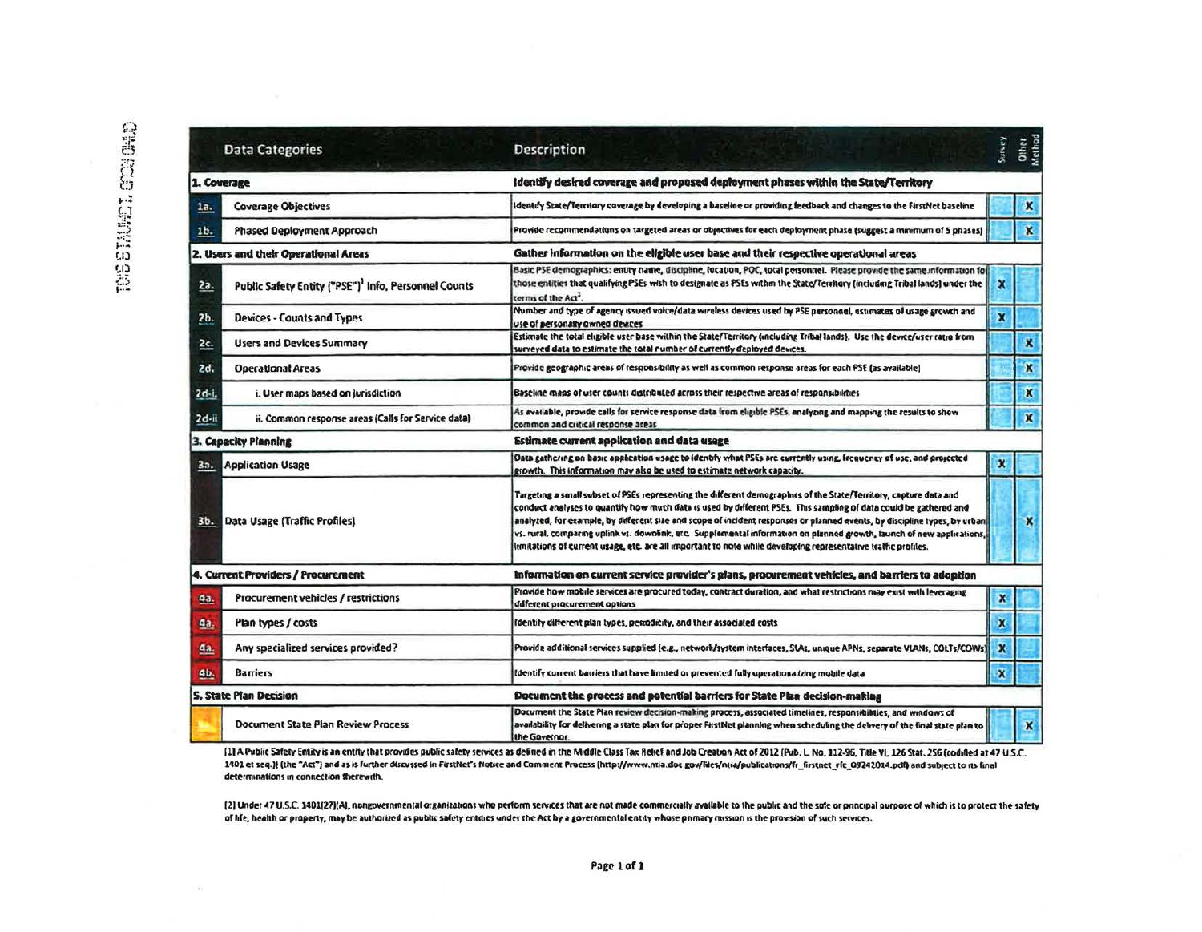| | Data Categories | Description | Survey | Other Method |
|---|---|---|---|---|
| **1. Coverage** | | **Identify desired coverage and proposed deployment phases within the State/Territory** | | |
| 1a. | Coverage Objectives | Identify State/Territory coverage by developing a baseline or providing feedback and changes to the FirstNet baseline | | X |
| 1b. | Phased Deployment Approach | Provide recommendations on targeted areas or objectives for each deployment phase (suggest a minimum of 5 phases) | | X |
| **2. Users and their Operational Areas** | | **Gather information on the eligible user base and their respective operational areas** | | |
| 2a. | Public Safety Entity ("PSE")[1] Info, Personnel Counts | Basic PSE demographics: entity name, discipline, location, POC, total personnel. Please provide the same information for those entities that qualifying PSEs wish to designate as PSEs within the State/Territory (including Tribal lands) under the terms of the Act[2]. | X | |
| 2b. | Devices - Counts and Types | Number and type of agency issued voice/data wireless devices used by PSE personnel, estimates of usage growth and use of personally owned devices | X | |
| 2c. | Users and Devices Summary | Estimate the total eligible user base within the State/Territory (including Tribal lands). Use the device/user ratio from surveyed data to estimate the total number of currently deployed devices. | | X |
| 2d. | Operational Areas | Provide geographic areas of responsibility as well as common response areas for each PSE (as available) | | X |
| 2d-i. | i. User maps based on jurisdiction | Baseline maps of user counts distributed across their respective areas of responsibilities | | X |
| 2d-ii | ii. Common response areas (Calls for Service data) | As available, provide calls for service response data from eligible PSEs, analyzing and mapping the results to show common and critical response areas | | X |
| **3. Capacity Planning** | | **Estimate current application and data usage** | | |
| 3a. | Application Usage | Data gathering on basic application usage to identify what PSEs are currently using, frequency of use, and projected growth. This information may also be used to estimate network capacity. | X | |
| 3b. | Data Usage (Traffic Profiles) | Targeting a small subset of PSEs representing the different demographics of the State/Territory, capture data and conduct analyses to quantify how much data is used by different PSEs. This sampling of data could be gathered and analyzed, for example, by different size and scope of incident responses or planned events, by discipline types, by urban vs. rural, comparing uplink vs. downlink, etc. Supplemental information on planned growth, launch of new applications, limitations of current usage, etc. are all important to note while developing representative traffic profiles. | | X |
| **4. Current Providers / Procurement** | | **Information on current service provider's plans, procurement vehicles, and barriers to adoption** | | |
| 4a. | Procurement vehicles / restrictions | Provide how mobile services are procured today, contract duration, and what restrictions may exist with leveraging different procurement options | X | |
| 4a. | Plan types / costs | Identify different plan types, periodicity, and their associated costs | X | |
| 4a. | Any specialized services provided? | Provide additional services supplied (e.g., network/system interfaces, SLAs, unique APNs, separate VLANs, COLTs/COWs) | X | |
| 4b. | Barriers | Identify current barriers that have limited or prevented fully operationalizing mobile data | X | |
| **5. State Plan Decision** | | **Document the process and potential barriers for State Plan decision-making** | | |
| | Document State Plan Review Process | Document the State Plan review decision-making process, associated timelines, responsibilities, and windows of availability for delivering a state plan for proper FirstNet planning when scheduling the delivery of the final state plan to the Governor. | | X |

[1] A Public Safety Entity is an entity that provides public safety services as defined in the Middle Class Tax Relief and Job Creation Act of 2012 (Pub. L. No. 112-96, Title VI, 126 Stat. 256 (codified at 47 U.S.C. 1401 et seq.)) (the "Act") and as is further discussed in FirstNet's Notice and Comment Process (http://www.ntia.doc.gov/files/ntia/publications/fr_firstnet_rfc_09242014.pdf) and subject to its final determinations in connection therewith.

[2] Under 47 U.S.C. 1401(27)(A), nongovernmental organizations who perform services that are not made commercially available to the public and the sole or principal purpose of which is to protect the safety of life, health or property, may be authorized as public safety entities under the Act by a governmental entity whose primary mission is the provision of such services.